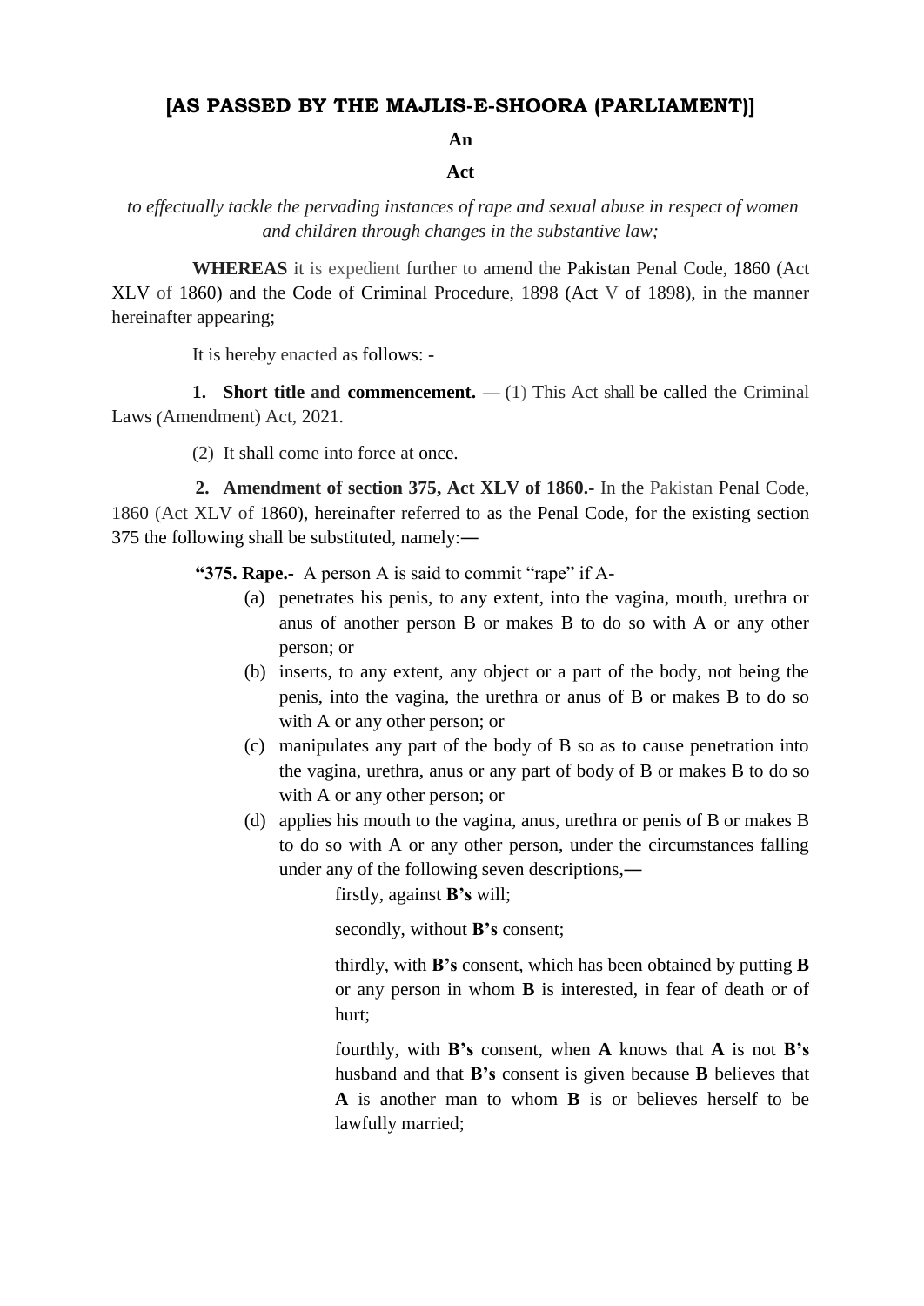## [AS PASSED BY THE MAJLIS-E-SHOORA (PARLIAMENT)]

**An**

**Act**

*to effectually tackle the pervading instances of rape and sexual abuse in respect of women and children through changes in the substantive law;*

**WHEREAS** it is expedient further to amend the Pakistan Penal Code, 1860 (Act XLV of 1860) and the Code of Criminal Procedure, 1898 (Act V of 1898), in the manner hereinafter appearing;

It is hereby enacted as follows: -

**1. Short title and commencement.** — (1) This Act shall be called the Criminal Laws (Amendment) Act, 2021.

(2) It shall come into force at once.

**2. Amendment of section 375, Act XLV of 1860.-** In the Pakistan Penal Code, 1860 (Act XLV of 1860), hereinafter referred to as the Penal Code, for the existing section 375 the following shall be substituted, namely:—

**"375. Rape.-** A person A is said to commit "rape" if A-

(a) penetrates his penis, to any extent, into the vagina, mouth, urethra or anus of another person B or makes B to do so with A or any other person; or

(b) inserts, to any extent, any object or a part of the body, not being the penis, into the vagina, the urethra or anus of B or makes B to do so with A or any other person; or

(c) manipulates any part of the body of B so as to cause penetration into the vagina, urethra, anus or any part of body of B or makes B to do so with A or any other person; or

(d) applies his mouth to the vagina, anus, urethra or penis of B or makes B to do so with A or any other person, under the circumstances falling under any of the following seven descriptions,—

firstly, against **B's** will;

secondly, without **B's** consent;

thirdly, with **B's** consent, which has been obtained by putting **B** or any person in whom **B** is interested, in fear of death or of hurt;

fourthly, with **B's** consent, when **A** knows that **A** is not **B's** husband and that **B's** consent is given because **B** believes that **A** is another man to whom **B** is or believes herself to be lawfully married;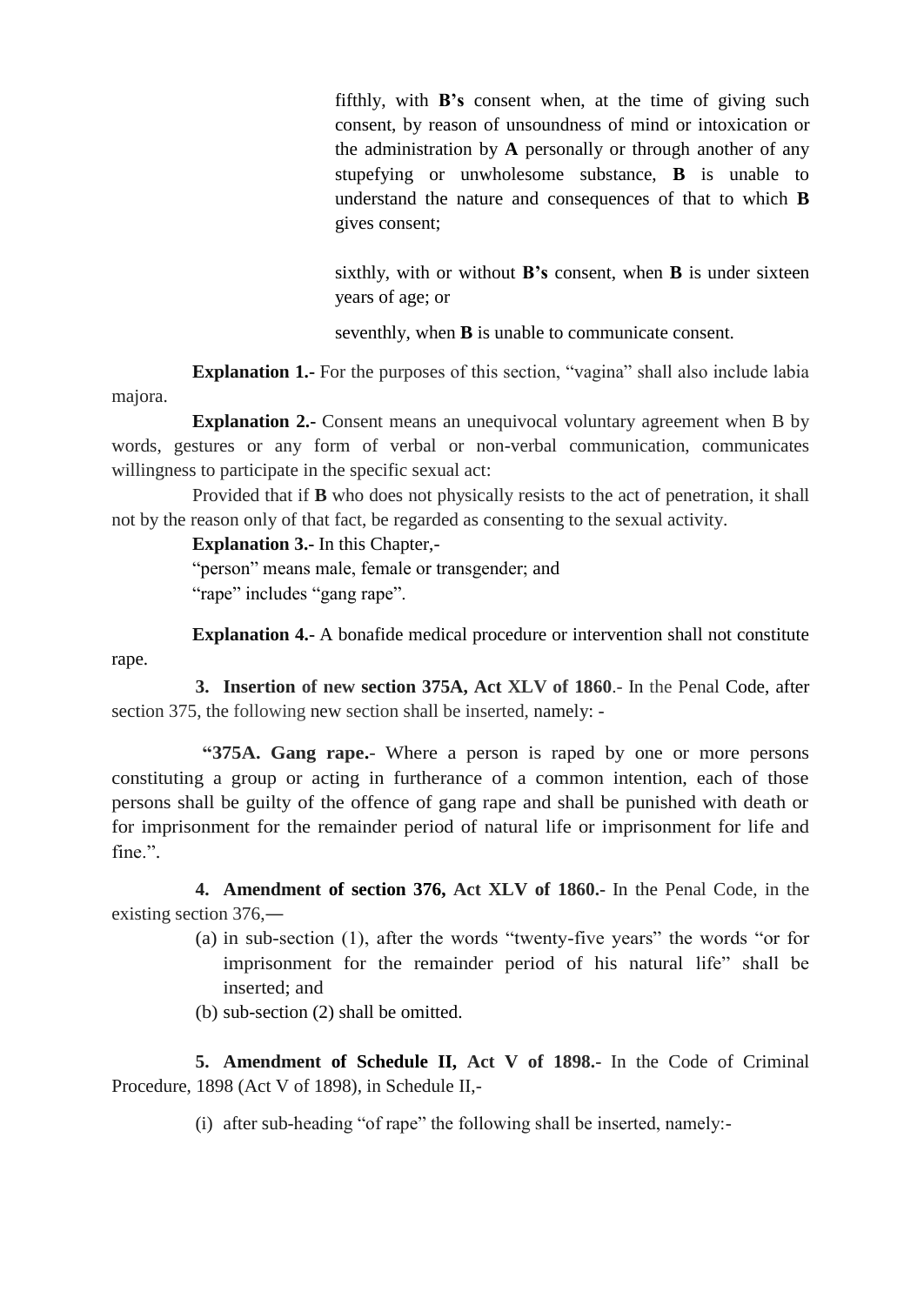fifthly, with **B's** consent when, at the time of giving such consent, by reason of unsoundness of mind or intoxication or the administration by **A** personally or through another of any stupefying or unwholesome substance, **B** is unable to understand the nature and consequences of that to which **B** gives consent;

sixthly, with or without **B's** consent, when **B** is under sixteen years of age; or

seventhly, when **B** is unable to communicate consent.

**Explanation 1.-** For the purposes of this section, "vagina" shall also include labia majora.

**Explanation 2.-** Consent means an unequivocal voluntary agreement when B by words, gestures or any form of verbal or non-verbal communication, communicates willingness to participate in the specific sexual act:

Provided that if **B** who does not physically resists to the act of penetration, it shall not by the reason only of that fact, be regarded as consenting to the sexual activity.

**Explanation 3.-** In this Chapter,-

"person" means male, female or transgender; and

"rape" includes "gang rape".

**Explanation 4.-** A bonafide medical procedure or intervention shall not constitute rape.

**3. Insertion of new section 375A, Act XLV of 1860**.- In the Penal Code, after section 375, the following new section shall be inserted, namely: -

**"375A. Gang rape.-** Where a person is raped by one or more persons constituting a group or acting in furtherance of a common intention, each of those persons shall be guilty of the offence of gang rape and shall be punished with death or for imprisonment for the remainder period of natural life or imprisonment for life and fine.".

**4. Amendment of section 376, Act XLV of 1860.-** In the Penal Code, in the existing section 376,―

(a) in sub-section (1), after the words "twenty-five years" the words "or for imprisonment for the remainder period of his natural life" shall be inserted; and

(b) sub-section (2) shall be omitted.

**5. Amendment of Schedule II, Act V of 1898.-** In the Code of Criminal Procedure, 1898 (Act V of 1898), in Schedule II,-

(i) after sub-heading "of rape" the following shall be inserted, namely:-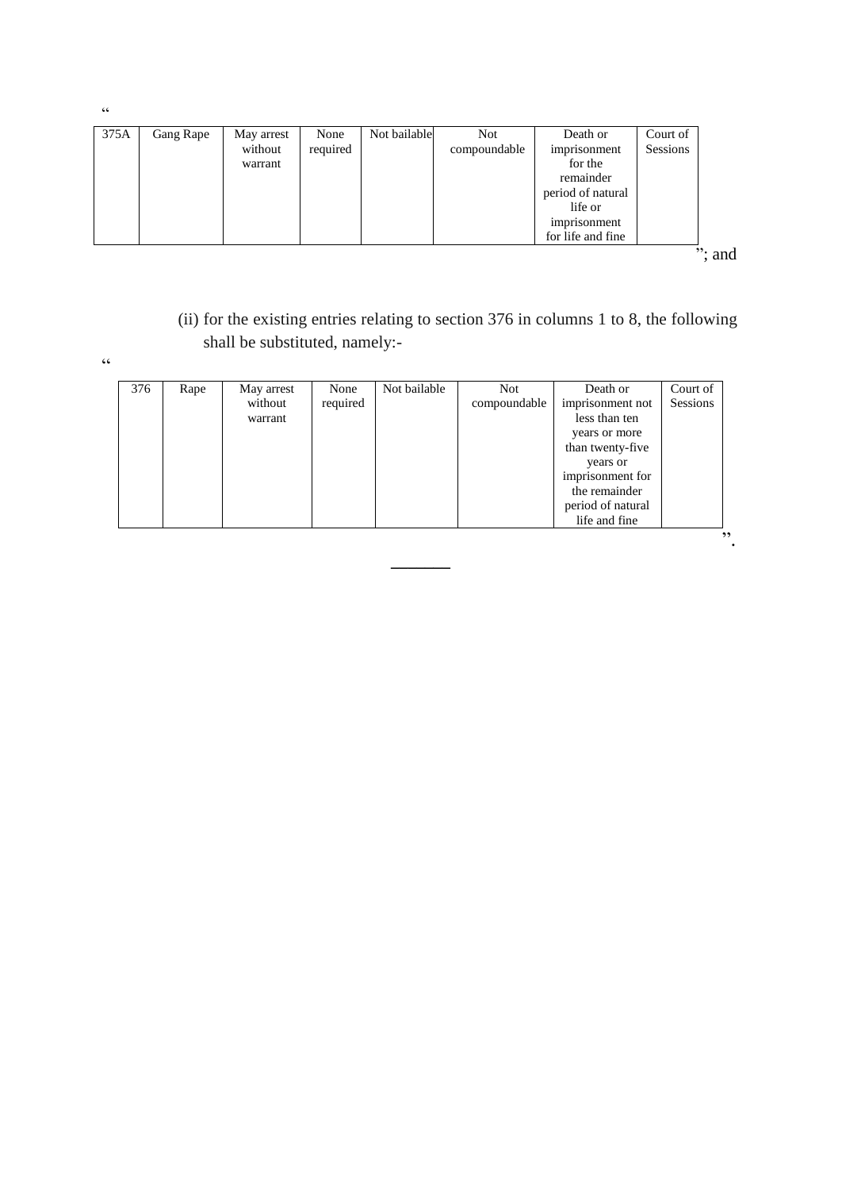“

| | | | | | | | |
|---|---|---|---|---|---|---|---|
| 375A | Gang Rape | May arrest without warrant | None required | Not bailable | Not compoundable | Death or imprisonment for the remainder period of natural life or imprisonment for life and fine | Court of Sessions |

”; and

(ii) for the existing entries relating to section 376 in columns 1 to 8, the following shall be substituted, namely:-

“

| | | | | | | | |
|---|---|---|---|---|---|---|---|
| 376 | Rape | May arrest without warrant | None required | Not bailable | Not compoundable | Death or imprisonment not less than ten years or more than twenty-five years or imprisonment for the remainder period of natural life and fine | Court of Sessions |

”.